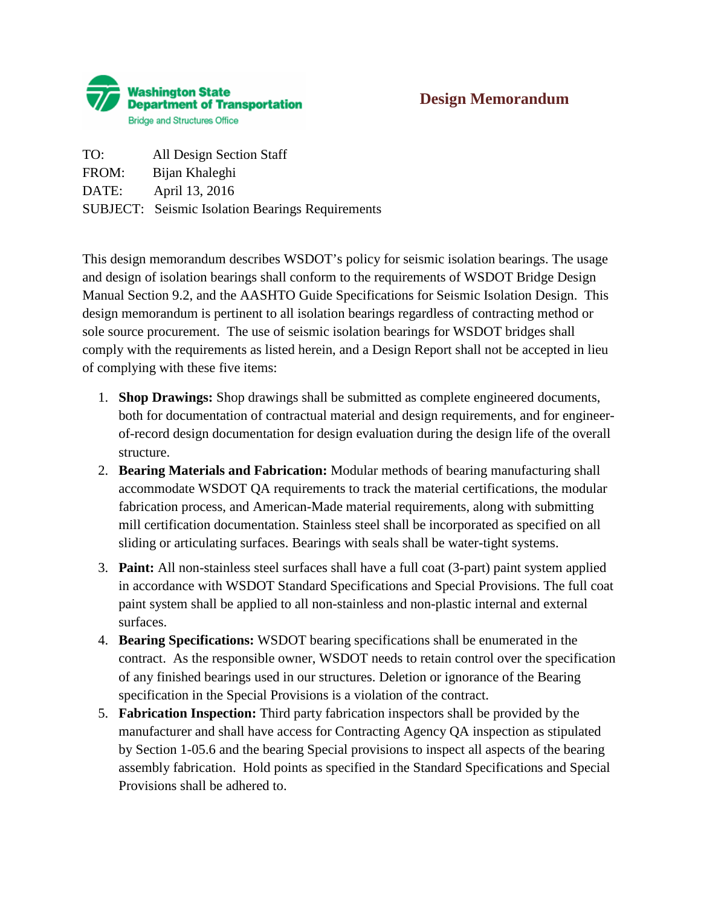Washington State
Department of Transportation
Bridge and Structures Office

# Design Memorandum

TO: All Design Section Staff
FROM: Bijan Khaleghi
DATE: April 13, 2016
SUBJECT: Seismic Isolation Bearings Requirements

This design memorandum describes WSDOT's policy for seismic isolation bearings. The usage and design of isolation bearings shall conform to the requirements of WSDOT Bridge Design Manual Section 9.2, and the AASHTO Guide Specifications for Seismic Isolation Design. This design memorandum is pertinent to all isolation bearings regardless of contracting method or sole source procurement. The use of seismic isolation bearings for WSDOT bridges shall comply with the requirements as listed herein, and a Design Report shall not be accepted in lieu of complying with these five items:

1. **Shop Drawings:** Shop drawings shall be submitted as complete engineered documents, both for documentation of contractual material and design requirements, and for engineer-of-record design documentation for design evaluation during the design life of the overall structure.
2. **Bearing Materials and Fabrication:** Modular methods of bearing manufacturing shall accommodate WSDOT QA requirements to track the material certifications, the modular fabrication process, and American-Made material requirements, along with submitting mill certification documentation. Stainless steel shall be incorporated as specified on all sliding or articulating surfaces. Bearings with seals shall be water-tight systems.
3. **Paint:** All non-stainless steel surfaces shall have a full coat (3-part) paint system applied in accordance with WSDOT Standard Specifications and Special Provisions. The full coat paint system shall be applied to all non-stainless and non-plastic internal and external surfaces.
4. **Bearing Specifications:** WSDOT bearing specifications shall be enumerated in the contract. As the responsible owner, WSDOT needs to retain control over the specification of any finished bearings used in our structures. Deletion or ignorance of the Bearing specification in the Special Provisions is a violation of the contract.
5. **Fabrication Inspection:** Third party fabrication inspectors shall be provided by the manufacturer and shall have access for Contracting Agency QA inspection as stipulated by Section 1-05.6 and the bearing Special provisions to inspect all aspects of the bearing assembly fabrication. Hold points as specified in the Standard Specifications and Special Provisions shall be adhered to.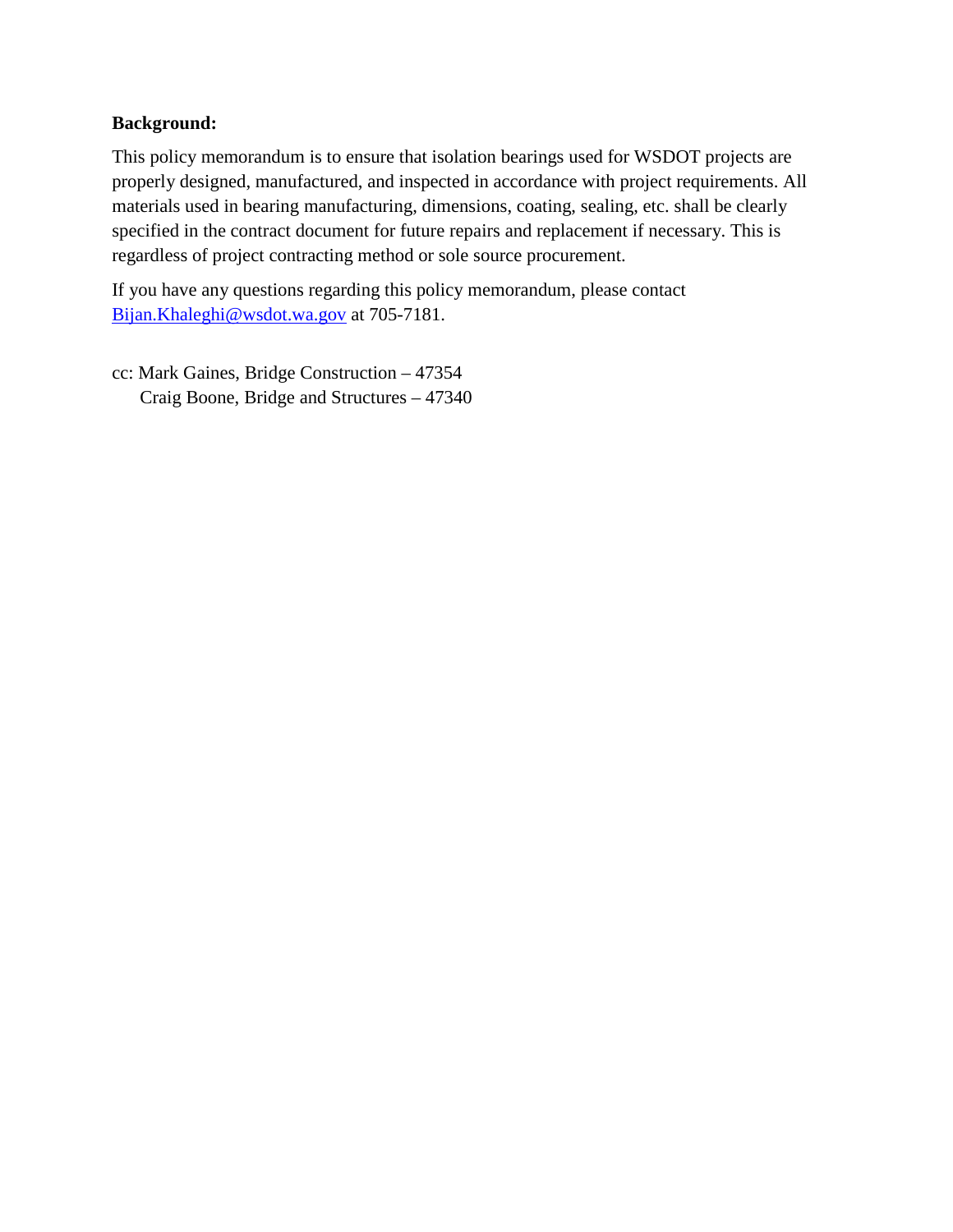**Background:**

This policy memorandum is to ensure that isolation bearings used for WSDOT projects are properly designed, manufactured, and inspected in accordance with project requirements. All materials used in bearing manufacturing, dimensions, coating, sealing, etc. shall be clearly specified in the contract document for future repairs and replacement if necessary. This is regardless of project contracting method or sole source procurement.

If you have any questions regarding this policy memorandum, please contact Bijan.Khaleghi@wsdot.wa.gov at 705-7181.

cc: Mark Gaines, Bridge Construction – 47354
    Craig Boone, Bridge and Structures – 47340